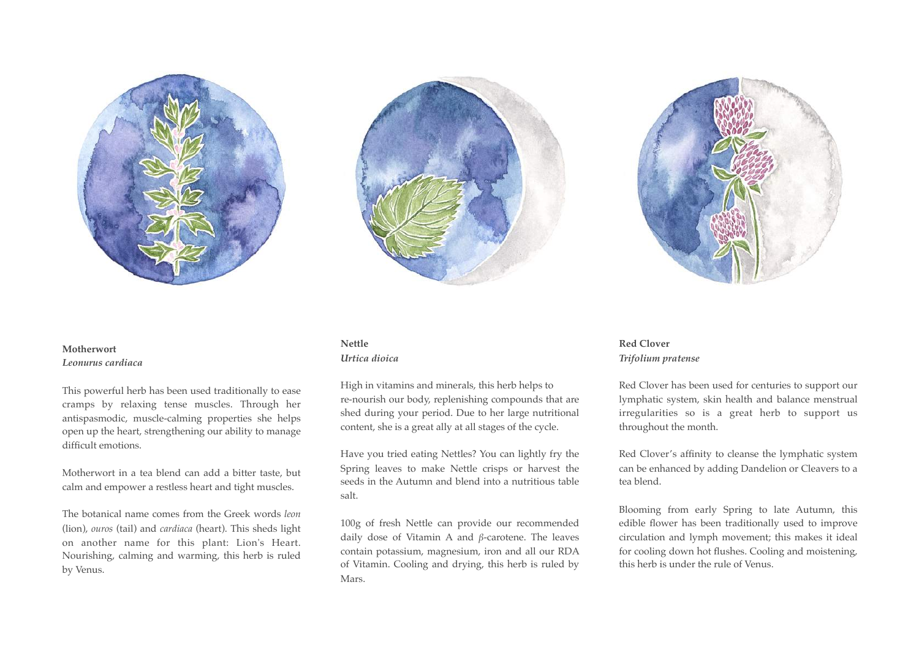**Motherwort**
***Leonurus cardiaca***

This powerful herb has been used traditionally to ease cramps by relaxing tense muscles. Through her antispasmodic, muscle-calming properties she helps open up the heart, strengthening our ability to manage difficult emotions.

Motherwort in a tea blend can add a bitter taste, but calm and empower a restless heart and tight muscles.

The botanical name comes from the Greek words *leon* (lion), *ouros* (tail) and *cardiaca* (heart). This sheds light on another name for this plant: Lion's Heart. Nourishing, calming and warming, this herb is ruled by Venus.

**Nettle**
***Urtica dioica***

High in vitamins and minerals, this herb helps to re-nourish our body, replenishing compounds that are shed during your period. Due to her large nutritional content, she is a great ally at all stages of the cycle.

Have you tried eating Nettles? You can lightly fry the Spring leaves to make Nettle crisps or harvest the seeds in the Autumn and blend into a nutritious table salt.

100g of fresh Nettle can provide our recommended daily dose of Vitamin A and $\beta$-carotene. The leaves contain potassium, magnesium, iron and all our RDA of Vitamin. Cooling and drying, this herb is ruled by Mars.

**Red Clover**
***Trifolium pratense***

Red Clover has been used for centuries to support our lymphatic system, skin health and balance menstrual irregularities so is a great herb to support us throughout the month.

Red Clover's affinity to cleanse the lymphatic system can be enhanced by adding Dandelion or Cleavers to a tea blend.

Blooming from early Spring to late Autumn, this edible flower has been traditionally used to improve circulation and lymph movement; this makes it ideal for cooling down hot flushes. Cooling and moistening, this herb is under the rule of Venus.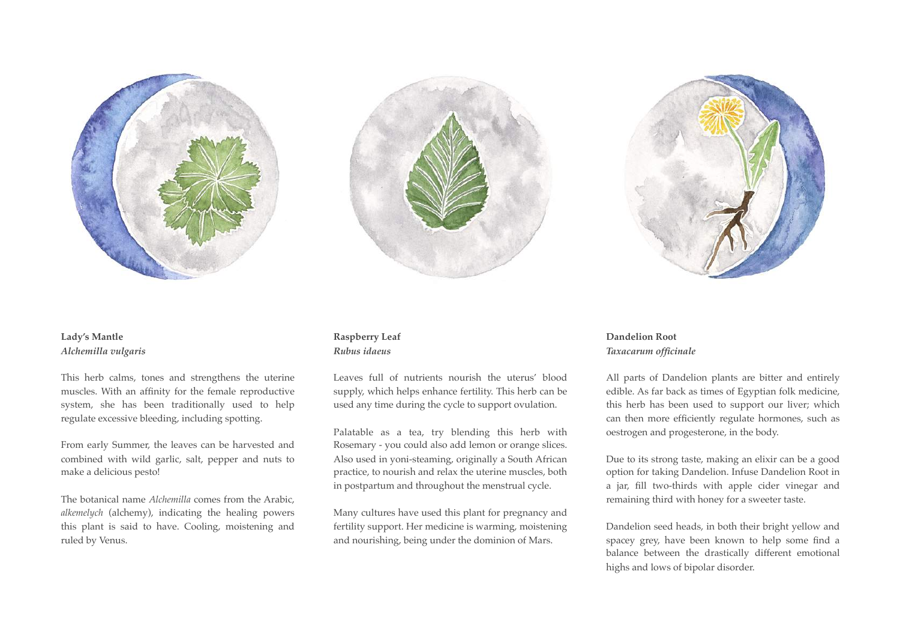**Lady's Mantle**
*Alchemilla vulgaris*

This herb calms, tones and strengthens the uterine muscles. With an affinity for the female reproductive system, she has been traditionally used to help regulate excessive bleeding, including spotting.

From early Summer, the leaves can be harvested and combined with wild garlic, salt, pepper and nuts to make a delicious pesto!

The botanical name *Alchemilla* comes from the Arabic, *alkemelych* (alchemy), indicating the healing powers this plant is said to have. Cooling, moistening and ruled by Venus.

**Raspberry Leaf**
*Rubus idaeus*

Leaves full of nutrients nourish the uterus' blood supply, which helps enhance fertility. This herb can be used any time during the cycle to support ovulation.

Palatable as a tea, try blending this herb with Rosemary - you could also add lemon or orange slices. Also used in yoni-steaming, originally a South African practice, to nourish and relax the uterine muscles, both in postpartum and throughout the menstrual cycle.

Many cultures have used this plant for pregnancy and fertility support. Her medicine is warming, moistening and nourishing, being under the dominion of Mars.

**Dandelion Root**
*Taxacarum officinale*

All parts of Dandelion plants are bitter and entirely edible. As far back as times of Egyptian folk medicine, this herb has been used to support our liver; which can then more efficiently regulate hormones, such as oestrogen and progesterone, in the body.

Due to its strong taste, making an elixir can be a good option for taking Dandelion. Infuse Dandelion Root in a jar, fill two-thirds with apple cider vinegar and remaining third with honey for a sweeter taste.

Dandelion seed heads, in both their bright yellow and spacey grey, have been known to help some find a balance between the drastically different emotional highs and lows of bipolar disorder.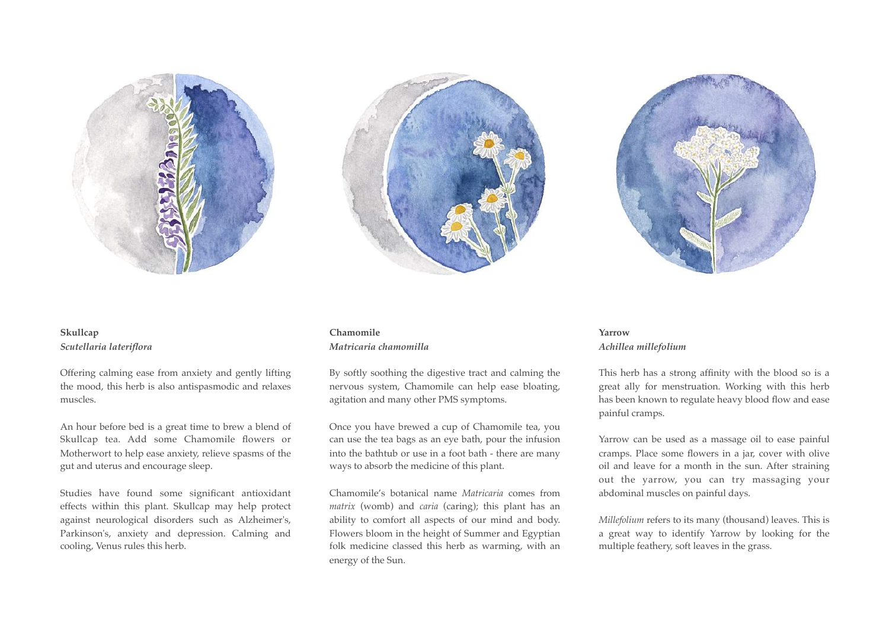**Skullcap**
*Scutellaria lateriflora*

Offering calming ease from anxiety and gently lifting the mood, this herb is also antispasmodic and relaxes muscles.

An hour before bed is a great time to brew a blend of Skullcap tea. Add some Chamomile flowers or Motherwort to help ease anxiety, relieve spasms of the gut and uterus and encourage sleep.

Studies have found some significant antioxidant effects within this plant. Skullcap may help protect against neurological disorders such as Alzheimer's, Parkinson's, anxiety and depression. Calming and cooling, Venus rules this herb.

**Chamomile**
*Matricaria chamomilla*

By softly soothing the digestive tract and calming the nervous system, Chamomile can help ease bloating, agitation and many other PMS symptoms.

Once you have brewed a cup of Chamomile tea, you can use the tea bags as an eye bath, pour the infusion into the bathtub or use in a foot bath - there are many ways to absorb the medicine of this plant.

Chamomile's botanical name *Matricaria* comes from *matrix* (womb) and *caria* (caring); this plant has an ability to comfort all aspects of our mind and body. Flowers bloom in the height of Summer and Egyptian folk medicine classed this herb as warming, with an energy of the Sun.

**Yarrow**
*Achillea millefolium*

This herb has a strong affinity with the blood so is a great ally for menstruation. Working with this herb has been known to regulate heavy blood flow and ease painful cramps.

Yarrow can be used as a massage oil to ease painful cramps. Place some flowers in a jar, cover with olive oil and leave for a month in the sun. After straining out the yarrow, you can try massaging your abdominal muscles on painful days.

*Millefolium* refers to its many (thousand) leaves. This is a great way to identify Yarrow by looking for the multiple feathery, soft leaves in the grass.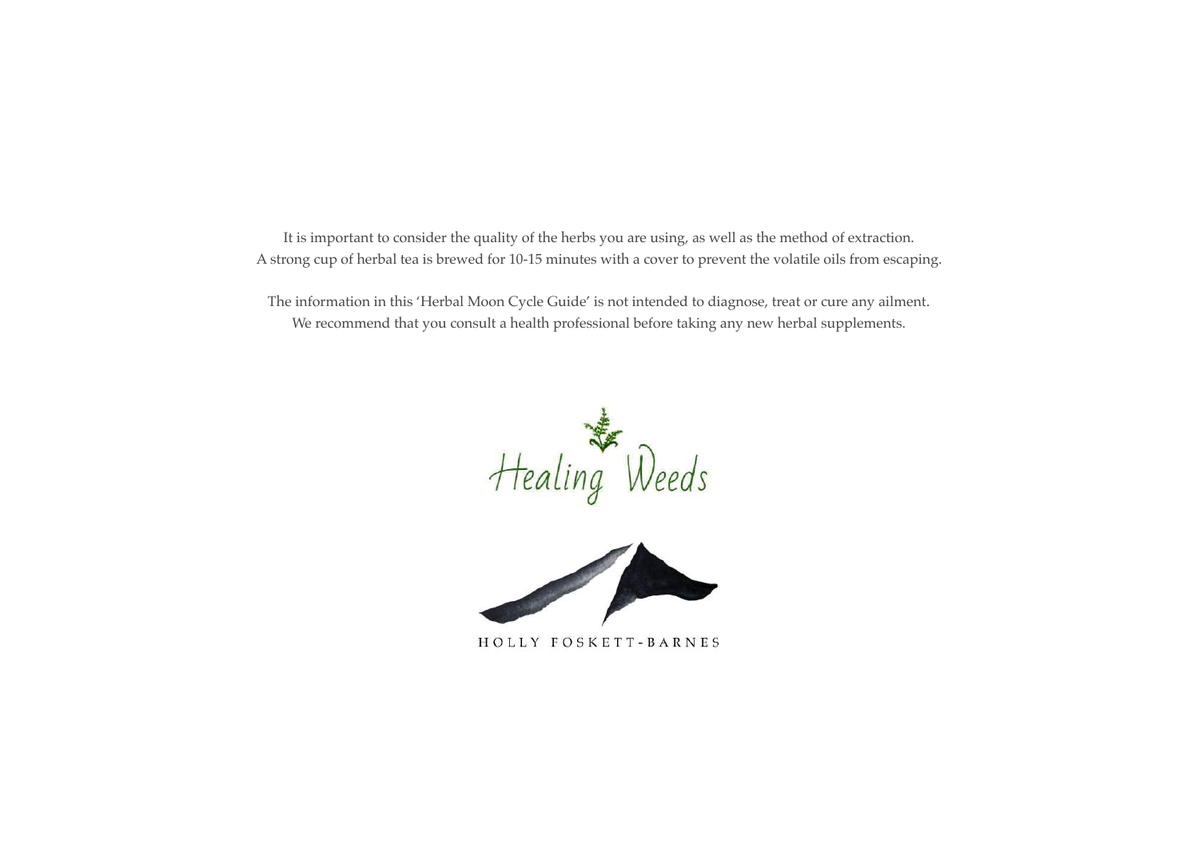It is important to consider the quality of the herbs you are using, as well as the method of extraction.
A strong cup of herbal tea is brewed for 10-15 minutes with a cover to prevent the volatile oils from escaping.

The information in this 'Herbal Moon Cycle Guide' is not intended to diagnose, treat or cure any ailment.
We recommend that you consult a health professional before taking any new herbal supplements.

Healing Weeds

HOLLY FOSKETT-BARNES